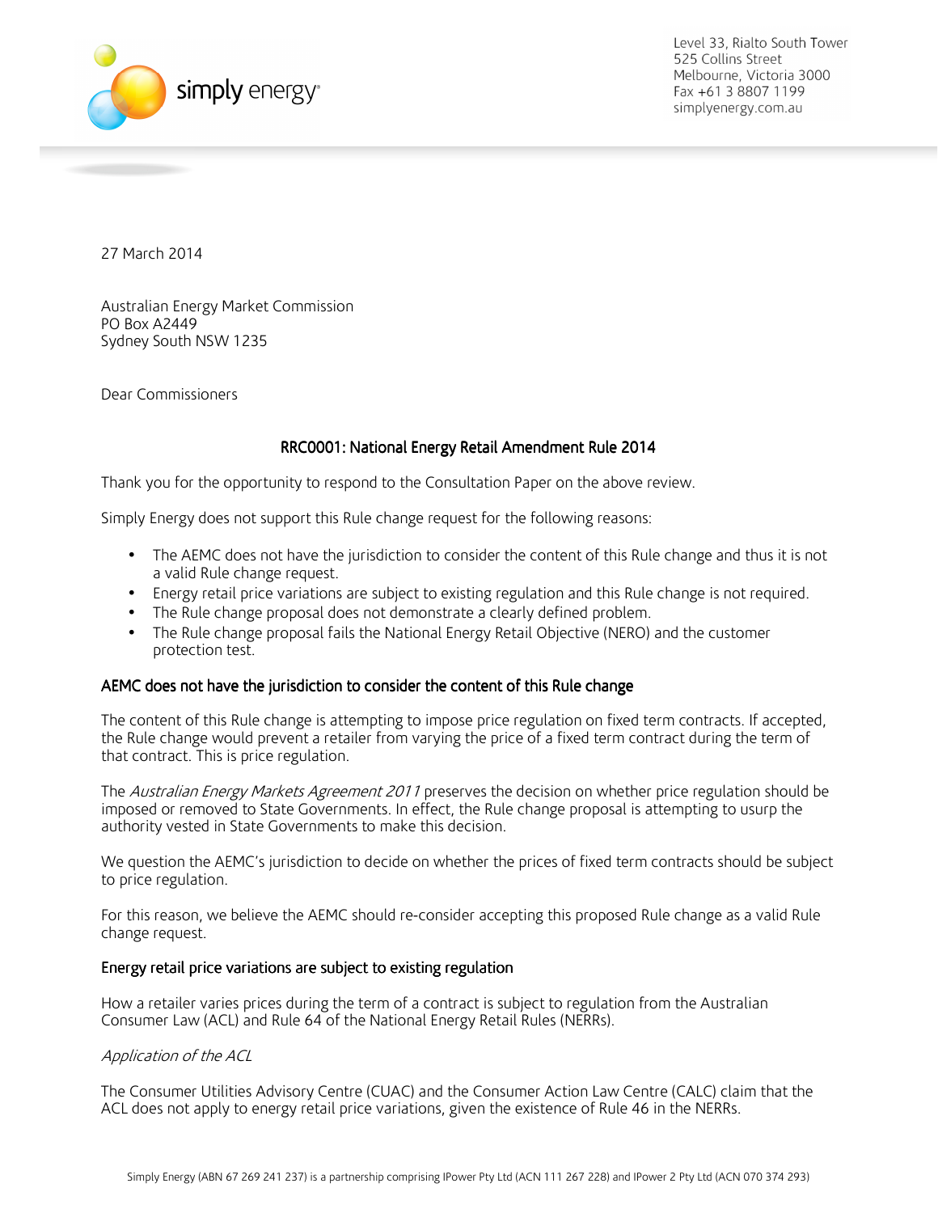simply energy

Level 33, Rialto South Tower
525 Collins Street
Melbourne, Victoria 3000
Fax +61 3 8807 1199
simplyenergy.com.au

27 March 2014

Australian Energy Market Commission
PO Box A2449
Sydney South NSW 1235

Dear Commissioners

## RRC0001: National Energy Retail Amendment Rule 2014

Thank you for the opportunity to respond to the Consultation Paper on the above review.

Simply Energy does not support this Rule change request for the following reasons:

- The AEMC does not have the jurisdiction to consider the content of this Rule change and thus it is not a valid Rule change request.
- Energy retail price variations are subject to existing regulation and this Rule change is not required.
- The Rule change proposal does not demonstrate a clearly defined problem.
- The Rule change proposal fails the National Energy Retail Objective (NERO) and the customer protection test.

### AEMC does not have the jurisdiction to consider the content of this Rule change

The content of this Rule change is attempting to impose price regulation on fixed term contracts. If accepted, the Rule change would prevent a retailer from varying the price of a fixed term contract during the term of that contract. This is price regulation.

The *Australian Energy Markets Agreement 2011* preserves the decision on whether price regulation should be imposed or removed to State Governments. In effect, the Rule change proposal is attempting to usurp the authority vested in State Governments to make this decision.

We question the AEMC's jurisdiction to decide on whether the prices of fixed term contracts should be subject to price regulation.

For this reason, we believe the AEMC should re-consider accepting this proposed Rule change as a valid Rule change request.

### Energy retail price variations are subject to existing regulation

How a retailer varies prices during the term of a contract is subject to regulation from the Australian Consumer Law (ACL) and Rule 64 of the National Energy Retail Rules (NERRs).

*Application of the ACL*

The Consumer Utilities Advisory Centre (CUAC) and the Consumer Action Law Centre (CALC) claim that the ACL does not apply to energy retail price variations, given the existence of Rule 46 in the NERRs.

Simply Energy (ABN 67 269 241 237) is a partnership comprising IPower Pty Ltd (ACN 111 267 228) and IPower 2 Pty Ltd (ACN 070 374 293)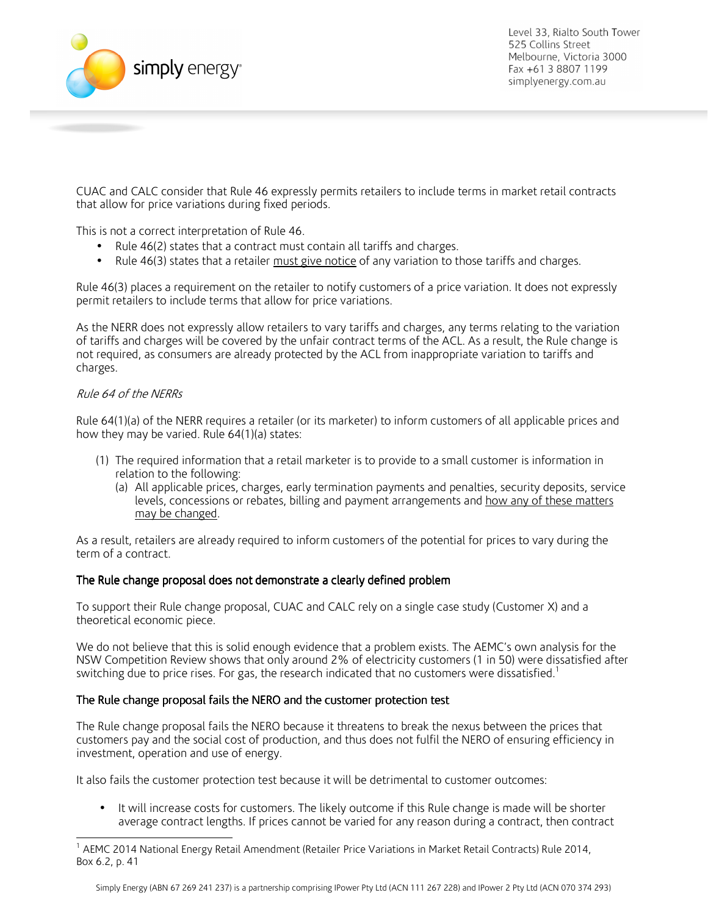CUAC and CALC consider that Rule 46 expressly permits retailers to include terms in market retail contracts that allow for price variations during fixed periods.

This is not a correct interpretation of Rule 46.

- Rule 46(2) states that a contract must contain all tariffs and charges.
- Rule 46(3) states that a retailer <u>must give notice</u> of any variation to those tariffs and charges.

Rule 46(3) places a requirement on the retailer to notify customers of a price variation. It does not expressly permit retailers to include terms that allow for price variations.

As the NERR does not expressly allow retailers to vary tariffs and charges, any terms relating to the variation of tariffs and charges will be covered by the unfair contract terms of the ACL. As a result, the Rule change is not required, as consumers are already protected by the ACL from inappropriate variation to tariffs and charges.

*Rule 64 of the NERRs*

Rule 64(1)(a) of the NERR requires a retailer (or its marketer) to inform customers of all applicable prices and how they may be varied. Rule 64(1)(a) states:

> (1) The required information that a retail marketer is to provide to a small customer is information in relation to the following:
>     (a) All applicable prices, charges, early termination payments and penalties, security deposits, service levels, concessions or rebates, billing and payment arrangements and <u>how any of these matters may be changed</u>.

As a result, retailers are already required to inform customers of the potential for prices to vary during the term of a contract.

**The Rule change proposal does not demonstrate a clearly defined problem**

To support their Rule change proposal, CUAC and CALC rely on a single case study (Customer X) and a theoretical economic piece.

We do not believe that this is solid enough evidence that a problem exists. The AEMC's own analysis for the NSW Competition Review shows that only around 2% of electricity customers (1 in 50) were dissatisfied after switching due to price rises. For gas, the research indicated that no customers were dissatisfied.[1]

**The Rule change proposal fails the NERO and the customer protection test**

The Rule change proposal fails the NERO because it threatens to break the nexus between the prices that customers pay and the social cost of production, and thus does not fulfil the NERO of ensuring efficiency in investment, operation and use of energy.

It also fails the customer protection test because it will be detrimental to customer outcomes:

- It will increase costs for customers. The likely outcome if this Rule change is made will be shorter average contract lengths. If prices cannot be varied for any reason during a contract, then contract

[1] AEMC 2014 National Energy Retail Amendment (Retailer Price Variations in Market Retail Contracts) Rule 2014, Box 6.2, p. 41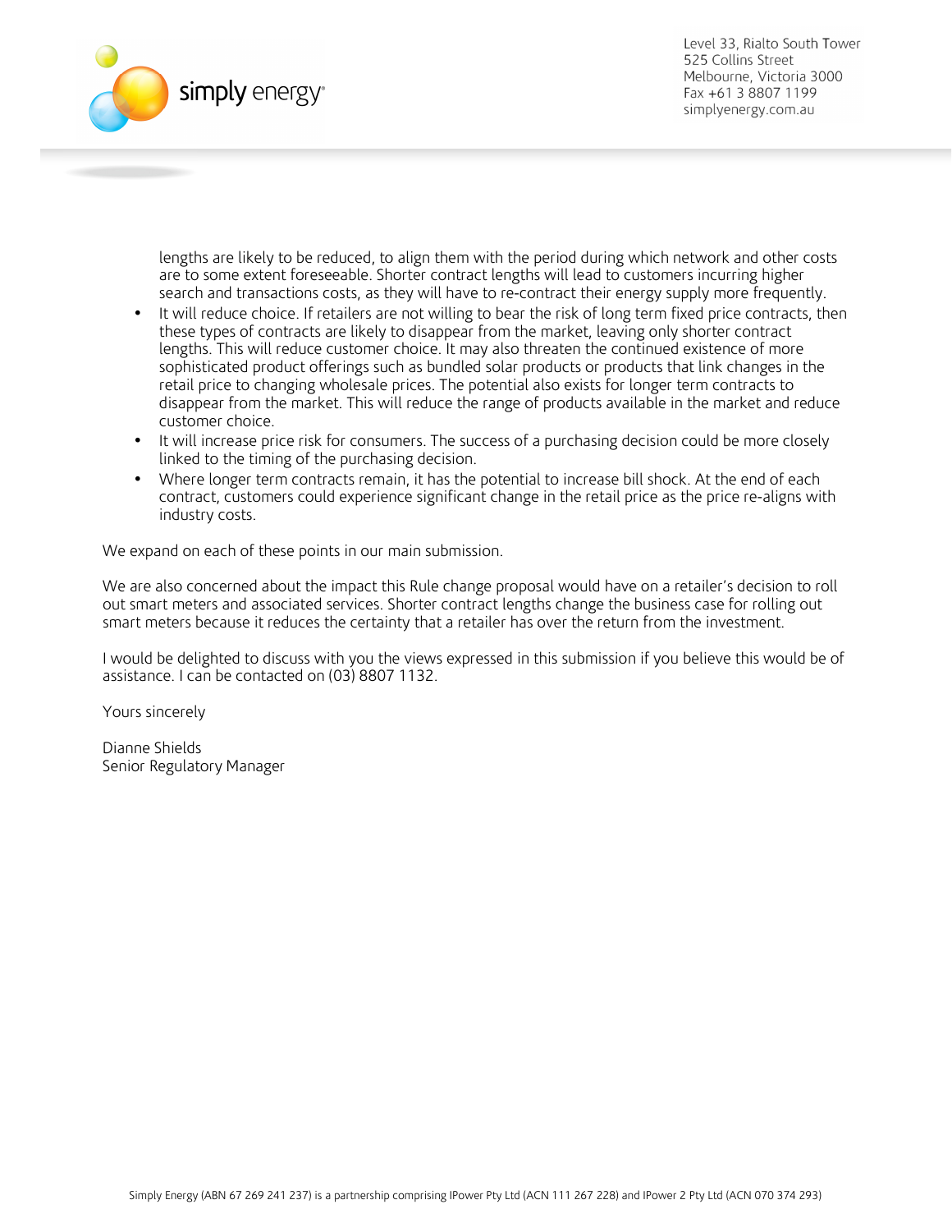lengths are likely to be reduced, to align them with the period during which network and other costs are to some extent foreseeable. Shorter contract lengths will lead to customers incurring higher search and transactions costs, as they will have to re-contract their energy supply more frequently.

- It will reduce choice. If retailers are not willing to bear the risk of long term fixed price contracts, then these types of contracts are likely to disappear from the market, leaving only shorter contract lengths. This will reduce customer choice. It may also threaten the continued existence of more sophisticated product offerings such as bundled solar products or products that link changes in the retail price to changing wholesale prices. The potential also exists for longer term contracts to disappear from the market. This will reduce the range of products available in the market and reduce customer choice.
- It will increase price risk for consumers. The success of a purchasing decision could be more closely linked to the timing of the purchasing decision.
- Where longer term contracts remain, it has the potential to increase bill shock. At the end of each contract, customers could experience significant change in the retail price as the price re-aligns with industry costs.

We expand on each of these points in our main submission.

We are also concerned about the impact this Rule change proposal would have on a retailer's decision to roll out smart meters and associated services. Shorter contract lengths change the business case for rolling out smart meters because it reduces the certainty that a retailer has over the return from the investment.

I would be delighted to discuss with you the views expressed in this submission if you believe this would be of assistance. I can be contacted on (03) 8807 1132.

Yours sincerely

Dianne Shields
Senior Regulatory Manager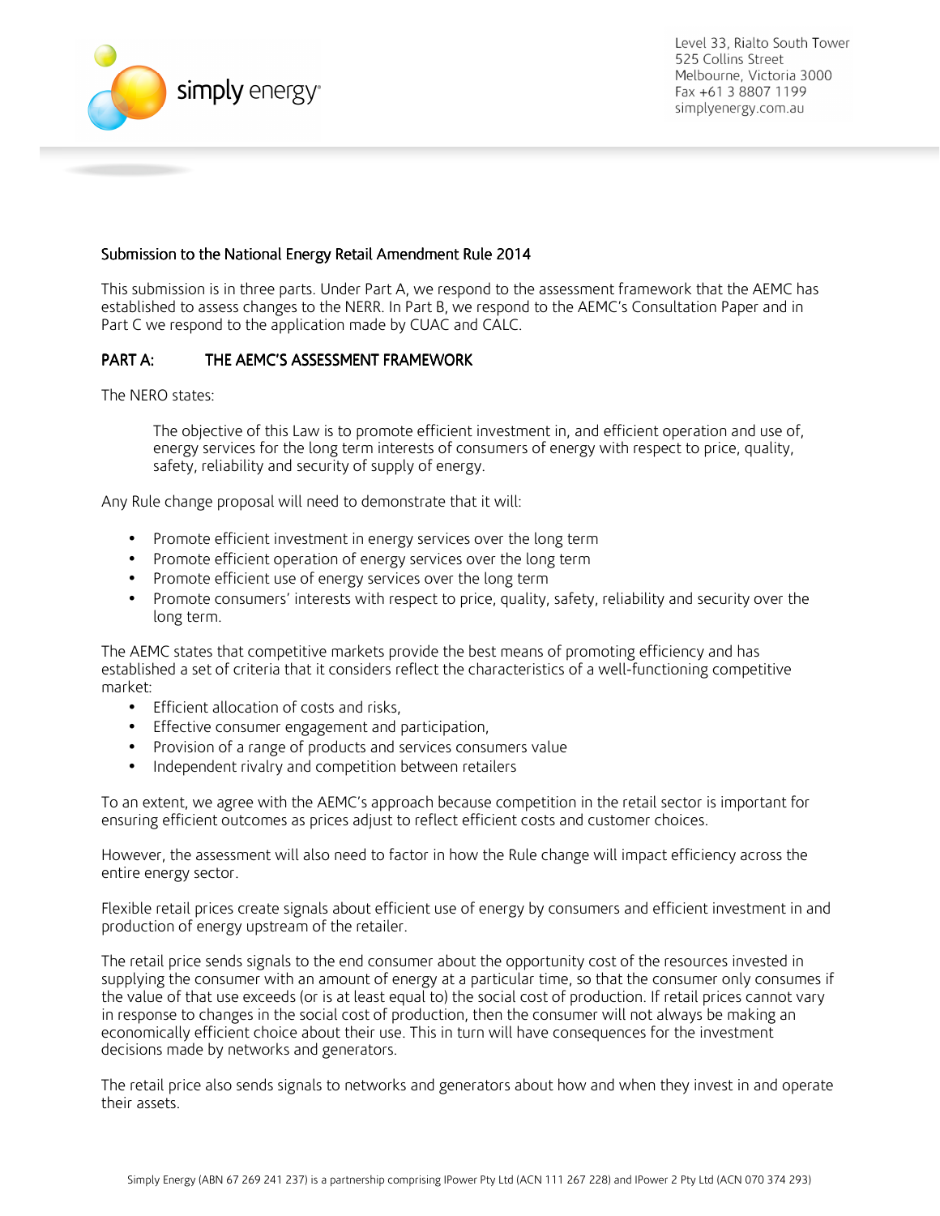Submission to the National Energy Retail Amendment Rule 2014

This submission is in three parts. Under Part A, we respond to the assessment framework that the AEMC has established to assess changes to the NERR. In Part B, we respond to the AEMC's Consultation Paper and in Part C we respond to the application made by CUAC and CALC.

## PART A: THE AEMC'S ASSESSMENT FRAMEWORK

The NERO states:

> The objective of this Law is to promote efficient investment in, and efficient operation and use of, energy services for the long term interests of consumers of energy with respect to price, quality, safety, reliability and security of supply of energy.

Any Rule change proposal will need to demonstrate that it will:

- Promote efficient investment in energy services over the long term
- Promote efficient operation of energy services over the long term
- Promote efficient use of energy services over the long term
- Promote consumers' interests with respect to price, quality, safety, reliability and security over the long term.

The AEMC states that competitive markets provide the best means of promoting efficiency and has established a set of criteria that it considers reflect the characteristics of a well-functioning competitive market:

- Efficient allocation of costs and risks,
- Effective consumer engagement and participation,
- Provision of a range of products and services consumers value
- Independent rivalry and competition between retailers

To an extent, we agree with the AEMC's approach because competition in the retail sector is important for ensuring efficient outcomes as prices adjust to reflect efficient costs and customer choices.

However, the assessment will also need to factor in how the Rule change will impact efficiency across the entire energy sector.

Flexible retail prices create signals about efficient use of energy by consumers and efficient investment in and production of energy upstream of the retailer.

The retail price sends signals to the end consumer about the opportunity cost of the resources invested in supplying the consumer with an amount of energy at a particular time, so that the consumer only consumes if the value of that use exceeds (or is at least equal to) the social cost of production. If retail prices cannot vary in response to changes in the social cost of production, then the consumer will not always be making an economically efficient choice about their use. This in turn will have consequences for the investment decisions made by networks and generators.

The retail price also sends signals to networks and generators about how and when they invest in and operate their assets.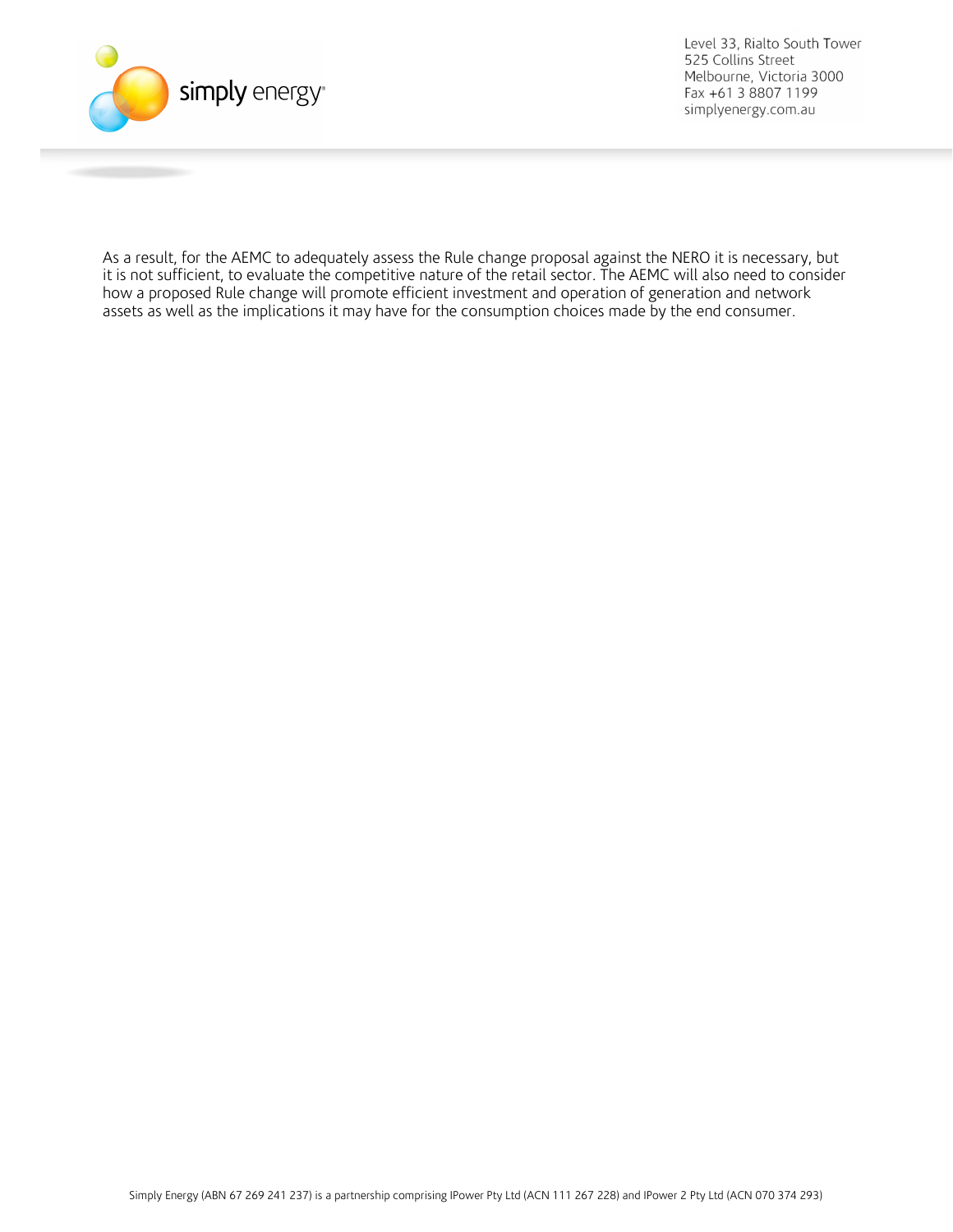As a result, for the AEMC to adequately assess the Rule change proposal against the NERO it is necessary, but it is not sufficient, to evaluate the competitive nature of the retail sector. The AEMC will also need to consider how a proposed Rule change will promote efficient investment and operation of generation and network assets as well as the implications it may have for the consumption choices made by the end consumer.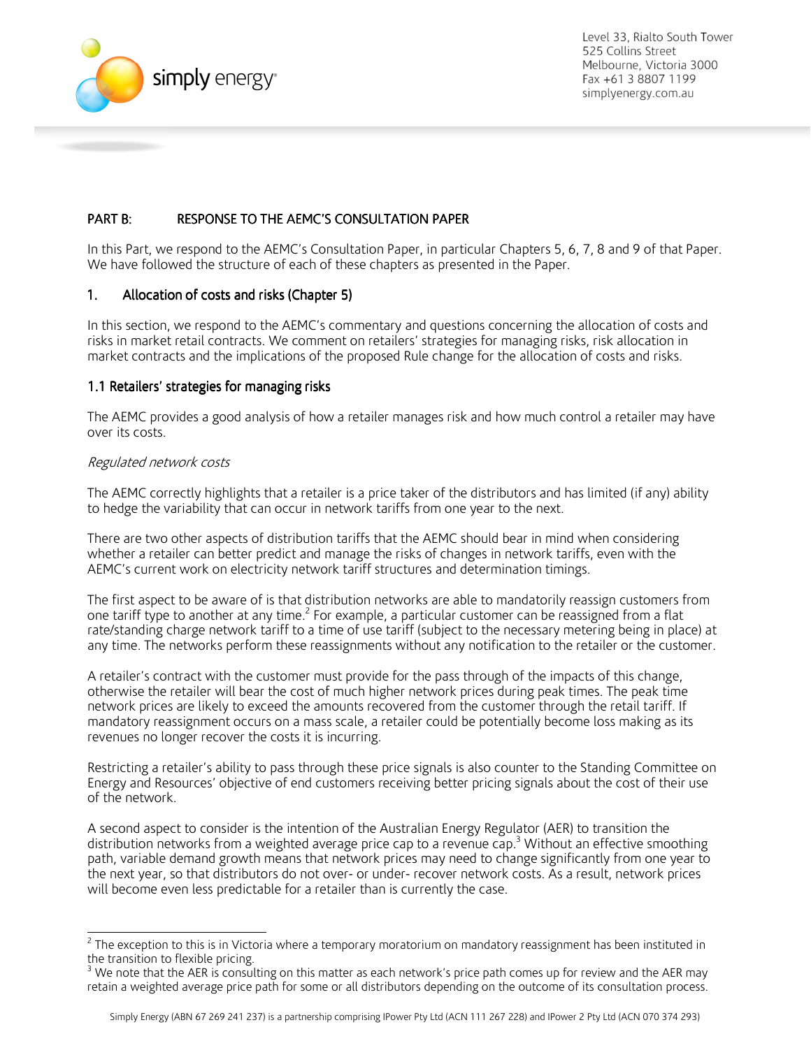## PART B: RESPONSE TO THE AEMC'S CONSULTATION PAPER

In this Part, we respond to the AEMC's Consultation Paper, in particular Chapters 5, 6, 7, 8 and 9 of that Paper. We have followed the structure of each of these chapters as presented in the Paper.

### 1. Allocation of costs and risks (Chapter 5)

In this section, we respond to the AEMC's commentary and questions concerning the allocation of costs and risks in market retail contracts. We comment on retailers' strategies for managing risks, risk allocation in market contracts and the implications of the proposed Rule change for the allocation of costs and risks.

#### 1.1 Retailers' strategies for managing risks

The AEMC provides a good analysis of how a retailer manages risk and how much control a retailer may have over its costs.

*Regulated network costs*

The AEMC correctly highlights that a retailer is a price taker of the distributors and has limited (if any) ability to hedge the variability that can occur in network tariffs from one year to the next.

There are two other aspects of distribution tariffs that the AEMC should bear in mind when considering whether a retailer can better predict and manage the risks of changes in network tariffs, even with the AEMC's current work on electricity network tariff structures and determination timings.

The first aspect to be aware of is that distribution networks are able to mandatorily reassign customers from one tariff type to another at any time.[2] For example, a particular customer can be reassigned from a flat rate/standing charge network tariff to a time of use tariff (subject to the necessary metering being in place) at any time. The networks perform these reassignments without any notification to the retailer or the customer.

A retailer's contract with the customer must provide for the pass through of the impacts of this change, otherwise the retailer will bear the cost of much higher network prices during peak times. The peak time network prices are likely to exceed the amounts recovered from the customer through the retail tariff. If mandatory reassignment occurs on a mass scale, a retailer could be potentially become loss making as its revenues no longer recover the costs it is incurring.

Restricting a retailer's ability to pass through these price signals is also counter to the Standing Committee on Energy and Resources' objective of end customers receiving better pricing signals about the cost of their use of the network.

A second aspect to consider is the intention of the Australian Energy Regulator (AER) to transition the distribution networks from a weighted average price cap to a revenue cap.[3] Without an effective smoothing path, variable demand growth means that network prices may need to change significantly from one year to the next, so that distributors do not over- or under- recover network costs. As a result, network prices will become even less predictable for a retailer than is currently the case.

---

[2] The exception to this is in Victoria where a temporary moratorium on mandatory reassignment has been instituted in the transition to flexible pricing.

[3] We note that the AER is consulting on this matter as each network's price path comes up for review and the AER may retain a weighted average price path for some or all distributors depending on the outcome of its consultation process.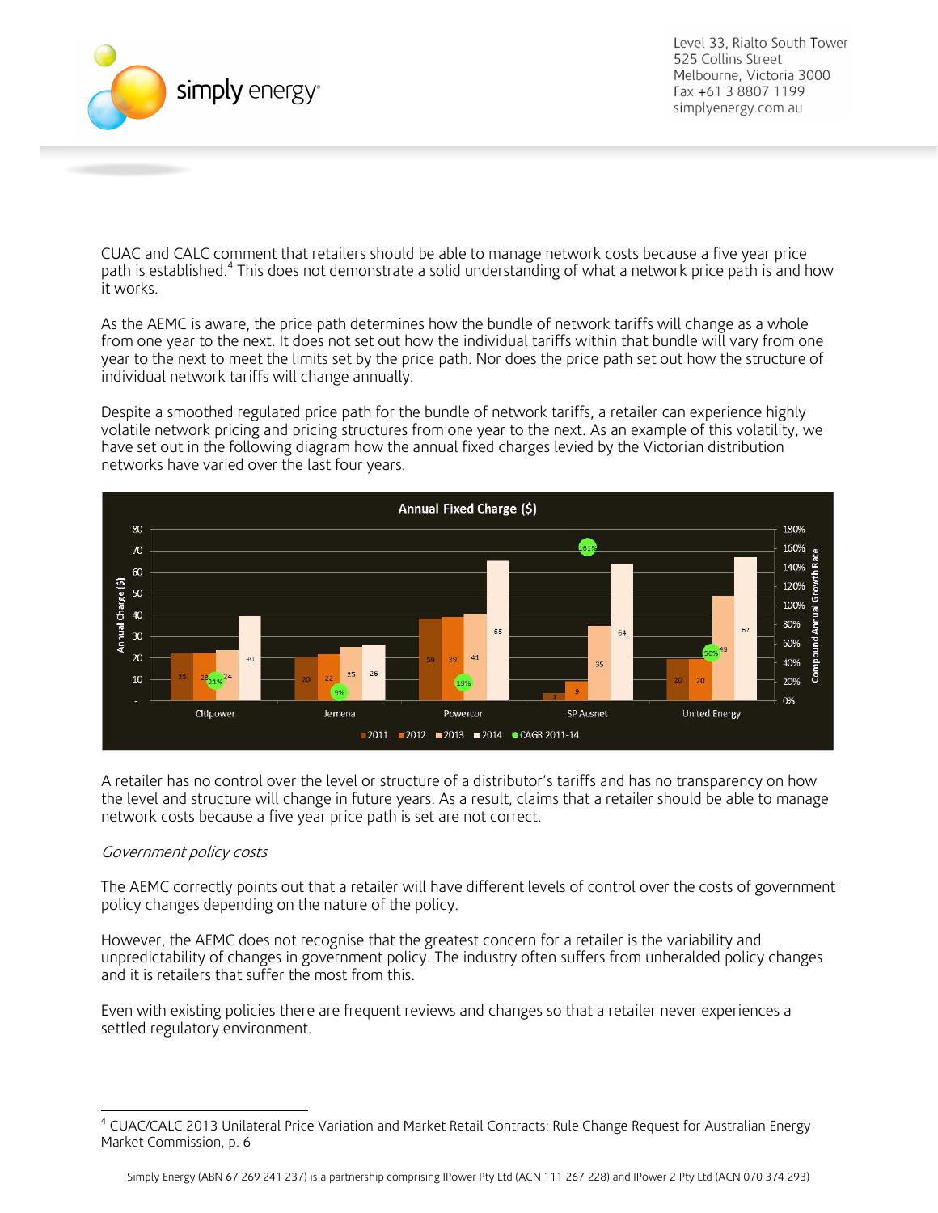CUAC and CALC comment that retailers should be able to manage network costs because a five year price path is established.[4] This does not demonstrate a solid understanding of what a network price path is and how it works.

As the AEMC is aware, the price path determines how the bundle of network tariffs will change as a whole from one year to the next. It does not set out how the individual tariffs within that bundle will vary from one year to the next to meet the limits set by the price path. Nor does the price path set out how the structure of individual network tariffs will change annually.

Despite a smoothed regulated price path for the bundle of network tariffs, a retailer can experience highly volatile network pricing and pricing structures from one year to the next. As an example of this volatility, we have set out in the following diagram how the annual fixed charges levied by the Victorian distribution networks have varied over the last four years.

**Annual Fixed Charge ($)**

| | 2011 | 2012 | 2013 | 2014 | CAGR 2011-14 |
|---|---|---|---|---|---|
| Citipower | 23 | 23 | 24 | 40 | 21% |
| Jemena | 20 | 22 | 25 | 26 | 9% |
| Powercor | 39 | 39 | 41 | 65 | 19% |
| SP Ausnet | 4 | 9 | 35 | 64 | 161% |
| United Energy | 20 | 20 | 49 | 67 | 50% |

A retailer has no control over the level or structure of a distributor's tariffs and has no transparency on how the level and structure will change in future years. As a result, claims that a retailer should be able to manage network costs because a five year price path is set are not correct.

*Government policy costs*

The AEMC correctly points out that a retailer will have different levels of control over the costs of government policy changes depending on the nature of the policy.

However, the AEMC does not recognise that the greatest concern for a retailer is the variability and unpredictability of changes in government policy. The industry often suffers from unheralded policy changes and it is retailers that suffer the most from this.

Even with existing policies there are frequent reviews and changes so that a retailer never experiences a settled regulatory environment.

---

[4] CUAC/CALC 2013 Unilateral Price Variation and Market Retail Contracts: Rule Change Request for Australian Energy Market Commission, p. 6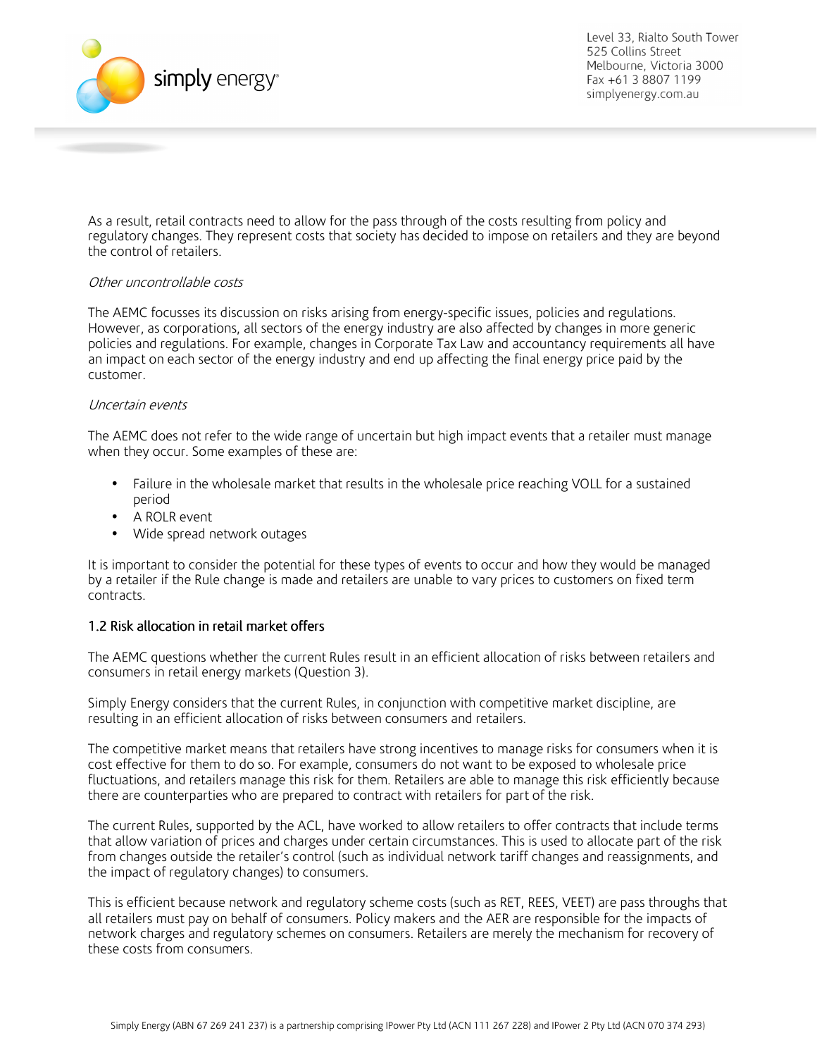As a result, retail contracts need to allow for the pass through of the costs resulting from policy and regulatory changes. They represent costs that society has decided to impose on retailers and they are beyond the control of retailers.

*Other uncontrollable costs*

The AEMC focusses its discussion on risks arising from energy-specific issues, policies and regulations. However, as corporations, all sectors of the energy industry are also affected by changes in more generic policies and regulations. For example, changes in Corporate Tax Law and accountancy requirements all have an impact on each sector of the energy industry and end up affecting the final energy price paid by the customer.

*Uncertain events*

The AEMC does not refer to the wide range of uncertain but high impact events that a retailer must manage when they occur. Some examples of these are:

- Failure in the wholesale market that results in the wholesale price reaching VOLL for a sustained period
- A ROLR event
- Wide spread network outages

It is important to consider the potential for these types of events to occur and how they would be managed by a retailer if the Rule change is made and retailers are unable to vary prices to customers on fixed term contracts.

### 1.2 Risk allocation in retail market offers

The AEMC questions whether the current Rules result in an efficient allocation of risks between retailers and consumers in retail energy markets (Question 3).

Simply Energy considers that the current Rules, in conjunction with competitive market discipline, are resulting in an efficient allocation of risks between consumers and retailers.

The competitive market means that retailers have strong incentives to manage risks for consumers when it is cost effective for them to do so. For example, consumers do not want to be exposed to wholesale price fluctuations, and retailers manage this risk for them. Retailers are able to manage this risk efficiently because there are counterparties who are prepared to contract with retailers for part of the risk.

The current Rules, supported by the ACL, have worked to allow retailers to offer contracts that include terms that allow variation of prices and charges under certain circumstances. This is used to allocate part of the risk from changes outside the retailer's control (such as individual network tariff changes and reassignments, and the impact of regulatory changes) to consumers.

This is efficient because network and regulatory scheme costs (such as RET, REES, VEET) are pass throughs that all retailers must pay on behalf of consumers. Policy makers and the AER are responsible for the impacts of network charges and regulatory schemes on consumers. Retailers are merely the mechanism for recovery of these costs from consumers.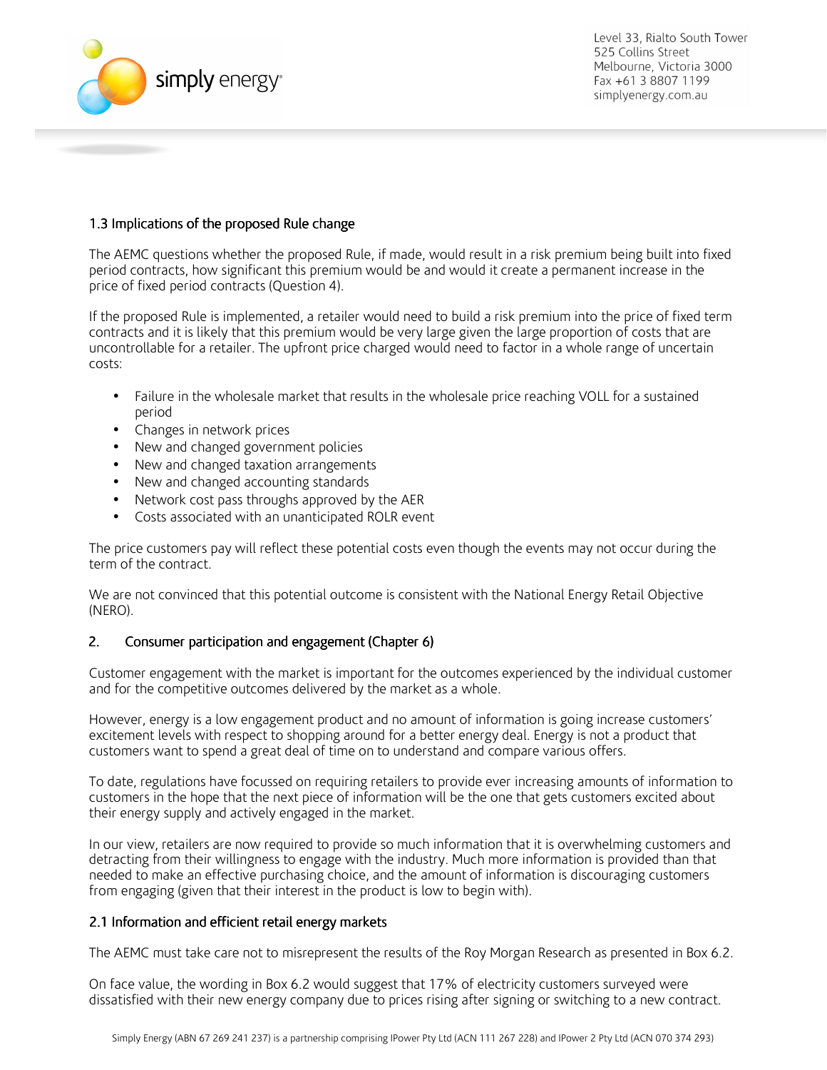### 1.3 Implications of the proposed Rule change

The AEMC questions whether the proposed Rule, if made, would result in a risk premium being built into fixed period contracts, how significant this premium would be and would it create a permanent increase in the price of fixed period contracts (Question 4).

If the proposed Rule is implemented, a retailer would need to build a risk premium into the price of fixed term contracts and it is likely that this premium would be very large given the large proportion of costs that are uncontrollable for a retailer. The upfront price charged would need to factor in a whole range of uncertain costs:

- Failure in the wholesale market that results in the wholesale price reaching VOLL for a sustained period
- Changes in network prices
- New and changed government policies
- New and changed taxation arrangements
- New and changed accounting standards
- Network cost pass throughs approved by the AER
- Costs associated with an unanticipated ROLR event

The price customers pay will reflect these potential costs even though the events may not occur during the term of the contract.

We are not convinced that this potential outcome is consistent with the National Energy Retail Objective (NERO).

## 2. Consumer participation and engagement (Chapter 6)

Customer engagement with the market is important for the outcomes experienced by the individual customer and for the competitive outcomes delivered by the market as a whole.

However, energy is a low engagement product and no amount of information is going increase customers' excitement levels with respect to shopping around for a better energy deal. Energy is not a product that customers want to spend a great deal of time on to understand and compare various offers.

To date, regulations have focussed on requiring retailers to provide ever increasing amounts of information to customers in the hope that the next piece of information will be the one that gets customers excited about their energy supply and actively engaged in the market.

In our view, retailers are now required to provide so much information that it is overwhelming customers and detracting from their willingness to engage with the industry. Much more information is provided than that needed to make an effective purchasing choice, and the amount of information is discouraging customers from engaging (given that their interest in the product is low to begin with).

### 2.1 Information and efficient retail energy markets

The AEMC must take care not to misrepresent the results of the Roy Morgan Research as presented in Box 6.2.

On face value, the wording in Box 6.2 would suggest that 17% of electricity customers surveyed were dissatisfied with their new energy company due to prices rising after signing or switching to a new contract.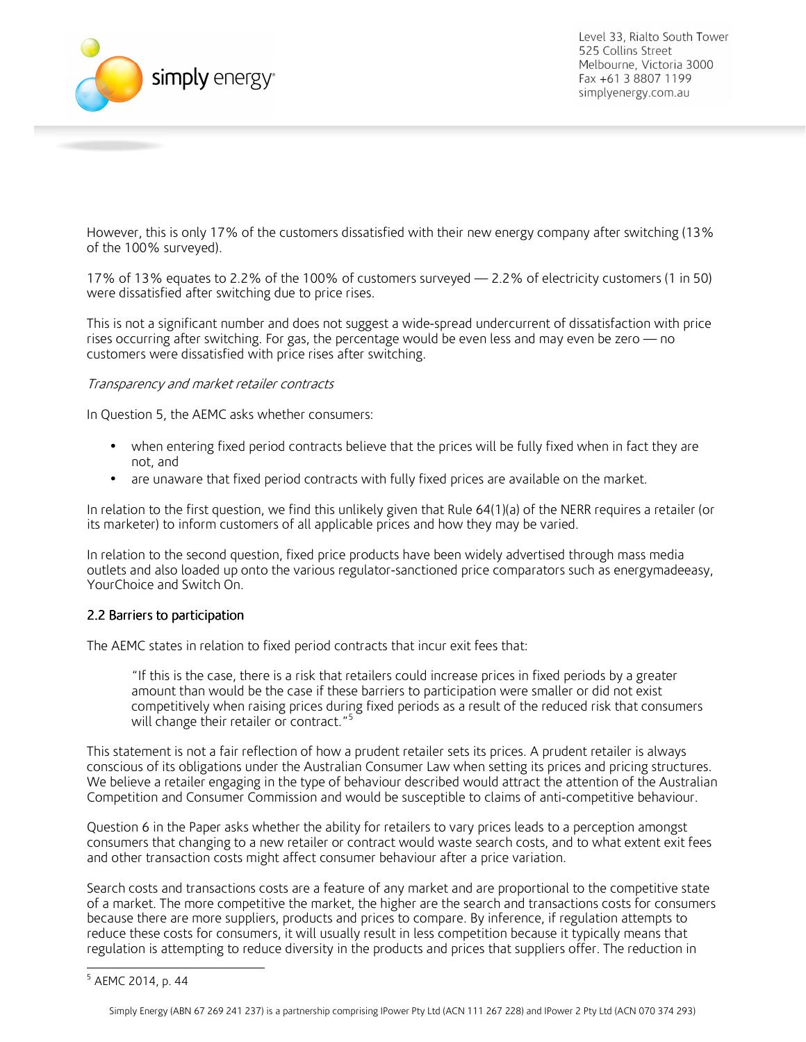However, this is only 17% of the customers dissatisfied with their new energy company after switching (13% of the 100% surveyed).

17% of 13% equates to 2.2% of the 100% of customers surveyed — 2.2% of electricity customers (1 in 50) were dissatisfied after switching due to price rises.

This is not a significant number and does not suggest a wide-spread undercurrent of dissatisfaction with price rises occurring after switching. For gas, the percentage would be even less and may even be zero — no customers were dissatisfied with price rises after switching.

*Transparency and market retailer contracts*

In Question 5, the AEMC asks whether consumers:

- when entering fixed period contracts believe that the prices will be fully fixed when in fact they are not, and
- are unaware that fixed period contracts with fully fixed prices are available on the market.

In relation to the first question, we find this unlikely given that Rule 64(1)(a) of the NERR requires a retailer (or its marketer) to inform customers of all applicable prices and how they may be varied.

In relation to the second question, fixed price products have been widely advertised through mass media outlets and also loaded up onto the various regulator-sanctioned price comparators such as energymadeeasy, YourChoice and Switch On.

## 2.2 Barriers to participation

The AEMC states in relation to fixed period contracts that incur exit fees that:

> "If this is the case, there is a risk that retailers could increase prices in fixed periods by a greater amount than would be the case if these barriers to participation were smaller or did not exist competitively when raising prices during fixed periods as a result of the reduced risk that consumers will change their retailer or contract."[5]

This statement is not a fair reflection of how a prudent retailer sets its prices. A prudent retailer is always conscious of its obligations under the Australian Consumer Law when setting its prices and pricing structures. We believe a retailer engaging in the type of behaviour described would attract the attention of the Australian Competition and Consumer Commission and would be susceptible to claims of anti-competitive behaviour.

Question 6 in the Paper asks whether the ability for retailers to vary prices leads to a perception amongst consumers that changing to a new retailer or contract would waste search costs, and to what extent exit fees and other transaction costs might affect consumer behaviour after a price variation.

Search costs and transactions costs are a feature of any market and are proportional to the competitive state of a market. The more competitive the market, the higher are the search and transactions costs for consumers because there are more suppliers, products and prices to compare. By inference, if regulation attempts to reduce these costs for consumers, it will usually result in less competition because it typically means that regulation is attempting to reduce diversity in the products and prices that suppliers offer. The reduction in

[5] AEMC 2014, p. 44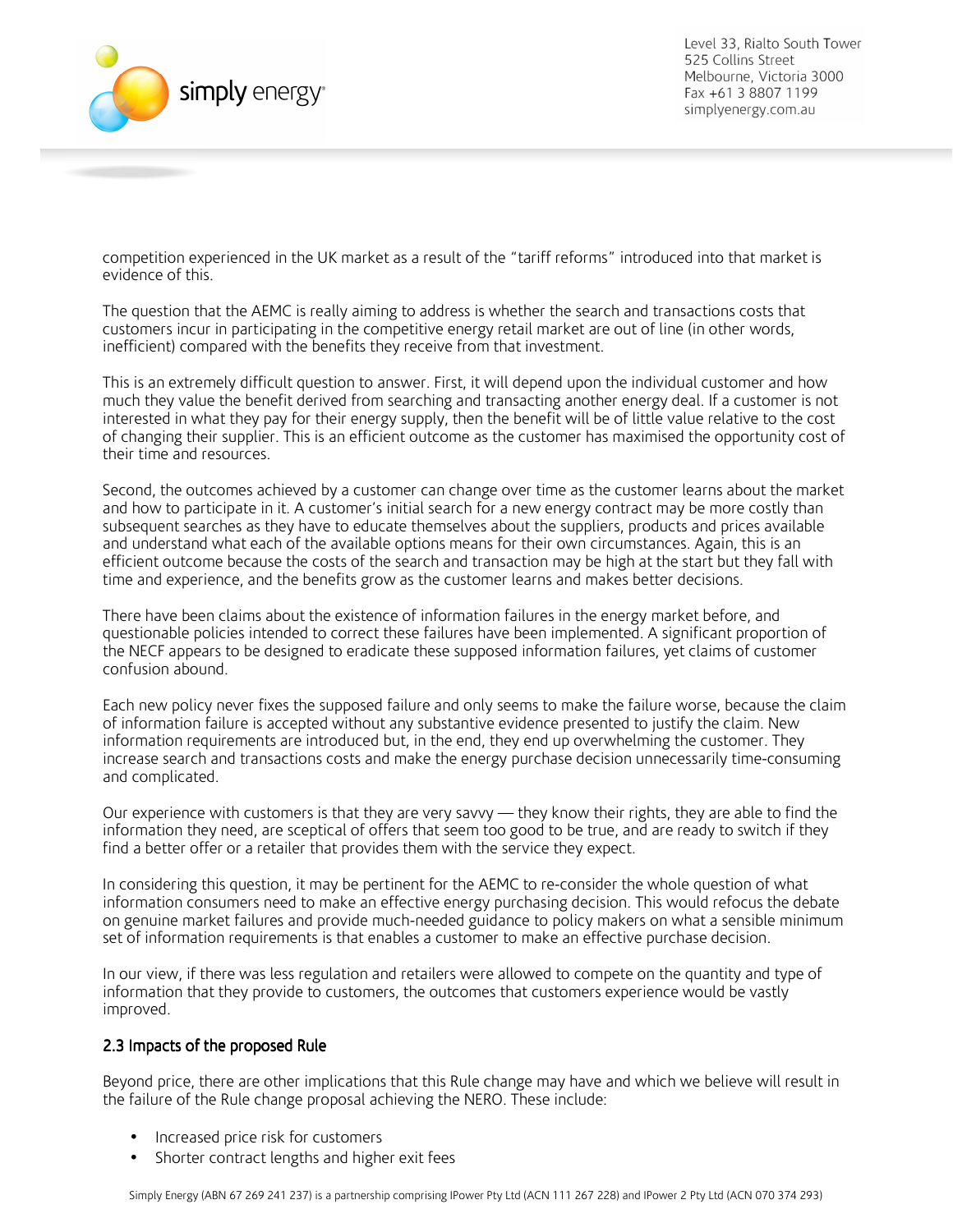competition experienced in the UK market as a result of the "tariff reforms" introduced into that market is evidence of this.

The question that the AEMC is really aiming to address is whether the search and transactions costs that customers incur in participating in the competitive energy retail market are out of line (in other words, inefficient) compared with the benefits they receive from that investment.

This is an extremely difficult question to answer. First, it will depend upon the individual customer and how much they value the benefit derived from searching and transacting another energy deal. If a customer is not interested in what they pay for their energy supply, then the benefit will be of little value relative to the cost of changing their supplier. This is an efficient outcome as the customer has maximised the opportunity cost of their time and resources.

Second, the outcomes achieved by a customer can change over time as the customer learns about the market and how to participate in it. A customer's initial search for a new energy contract may be more costly than subsequent searches as they have to educate themselves about the suppliers, products and prices available and understand what each of the available options means for their own circumstances. Again, this is an efficient outcome because the costs of the search and transaction may be high at the start but they fall with time and experience, and the benefits grow as the customer learns and makes better decisions.

There have been claims about the existence of information failures in the energy market before, and questionable policies intended to correct these failures have been implemented. A significant proportion of the NECF appears to be designed to eradicate these supposed information failures, yet claims of customer confusion abound.

Each new policy never fixes the supposed failure and only seems to make the failure worse, because the claim of information failure is accepted without any substantive evidence presented to justify the claim. New information requirements are introduced but, in the end, they end up overwhelming the customer. They increase search and transactions costs and make the energy purchase decision unnecessarily time-consuming and complicated.

Our experience with customers is that they are very savvy — they know their rights, they are able to find the information they need, are sceptical of offers that seem too good to be true, and are ready to switch if they find a better offer or a retailer that provides them with the service they expect.

In considering this question, it may be pertinent for the AEMC to re-consider the whole question of what information consumers need to make an effective energy purchasing decision. This would refocus the debate on genuine market failures and provide much-needed guidance to policy makers on what a sensible minimum set of information requirements is that enables a customer to make an effective purchase decision.

In our view, if there was less regulation and retailers were allowed to compete on the quantity and type of information that they provide to customers, the outcomes that customers experience would be vastly improved.

## 2.3 Impacts of the proposed Rule

Beyond price, there are other implications that this Rule change may have and which we believe will result in the failure of the Rule change proposal achieving the NERO. These include:

- Increased price risk for customers
- Shorter contract lengths and higher exit fees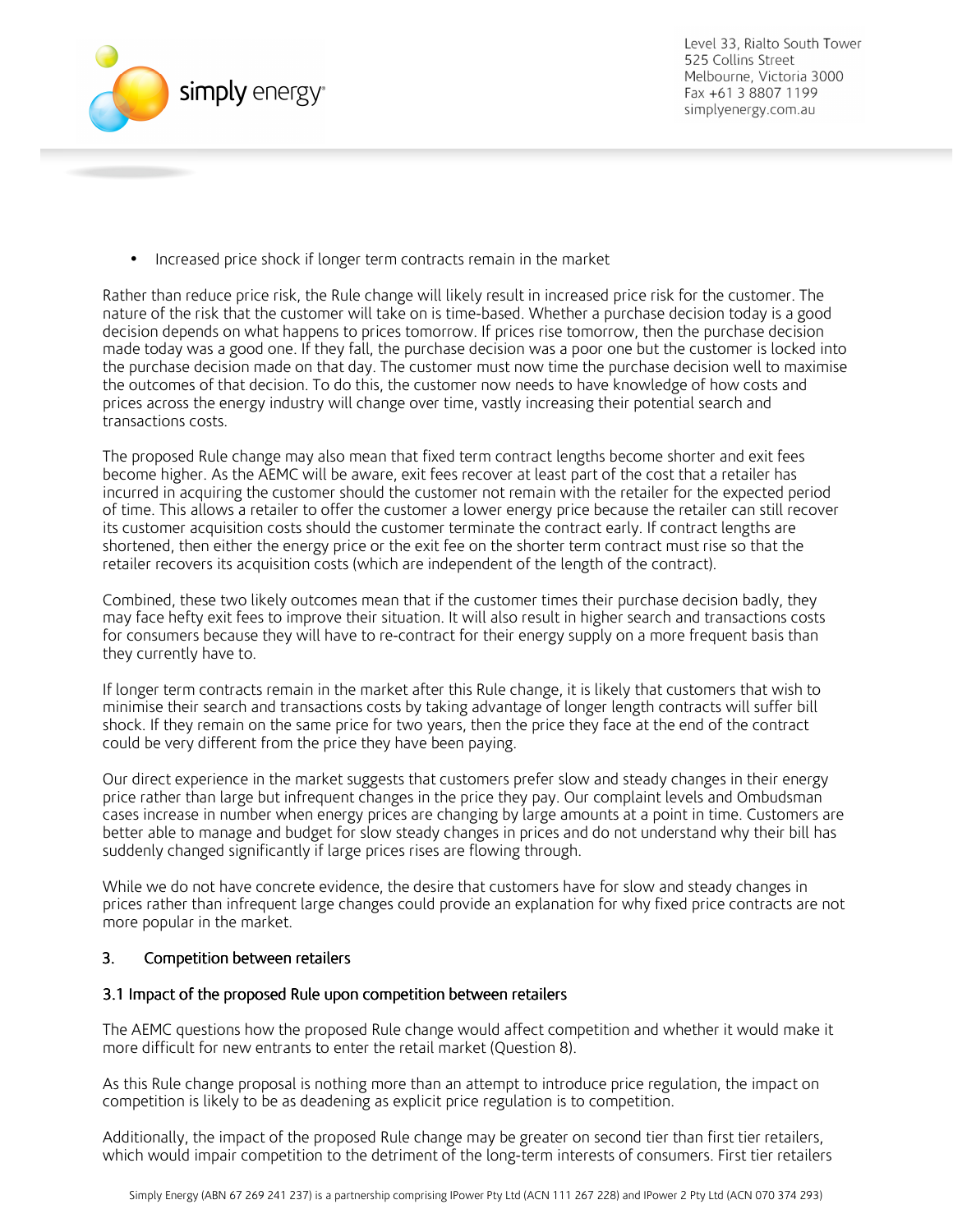- Increased price shock if longer term contracts remain in the market

Rather than reduce price risk, the Rule change will likely result in increased price risk for the customer. The nature of the risk that the customer will take on is time-based. Whether a purchase decision today is a good decision depends on what happens to prices tomorrow. If prices rise tomorrow, then the purchase decision made today was a good one. If they fall, the purchase decision was a poor one but the customer is locked into the purchase decision made on that day. The customer must now time the purchase decision well to maximise the outcomes of that decision. To do this, the customer now needs to have knowledge of how costs and prices across the energy industry will change over time, vastly increasing their potential search and transactions costs.

The proposed Rule change may also mean that fixed term contract lengths become shorter and exit fees become higher. As the AEMC will be aware, exit fees recover at least part of the cost that a retailer has incurred in acquiring the customer should the customer not remain with the retailer for the expected period of time. This allows a retailer to offer the customer a lower energy price because the retailer can still recover its customer acquisition costs should the customer terminate the contract early. If contract lengths are shortened, then either the energy price or the exit fee on the shorter term contract must rise so that the retailer recovers its acquisition costs (which are independent of the length of the contract).

Combined, these two likely outcomes mean that if the customer times their purchase decision badly, they may face hefty exit fees to improve their situation. It will also result in higher search and transactions costs for consumers because they will have to re-contract for their energy supply on a more frequent basis than they currently have to.

If longer term contracts remain in the market after this Rule change, it is likely that customers that wish to minimise their search and transactions costs by taking advantage of longer length contracts will suffer bill shock. If they remain on the same price for two years, then the price they face at the end of the contract could be very different from the price they have been paying.

Our direct experience in the market suggests that customers prefer slow and steady changes in their energy price rather than large but infrequent changes in the price they pay. Our complaint levels and Ombudsman cases increase in number when energy prices are changing by large amounts at a point in time. Customers are better able to manage and budget for slow steady changes in prices and do not understand why their bill has suddenly changed significantly if large prices rises are flowing through.

While we do not have concrete evidence, the desire that customers have for slow and steady changes in prices rather than infrequent large changes could provide an explanation for why fixed price contracts are not more popular in the market.

## 3. Competition between retailers

### 3.1 Impact of the proposed Rule upon competition between retailers

The AEMC questions how the proposed Rule change would affect competition and whether it would make it more difficult for new entrants to enter the retail market (Question 8).

As this Rule change proposal is nothing more than an attempt to introduce price regulation, the impact on competition is likely to be as deadening as explicit price regulation is to competition.

Additionally, the impact of the proposed Rule change may be greater on second tier than first tier retailers, which would impair competition to the detriment of the long-term interests of consumers. First tier retailers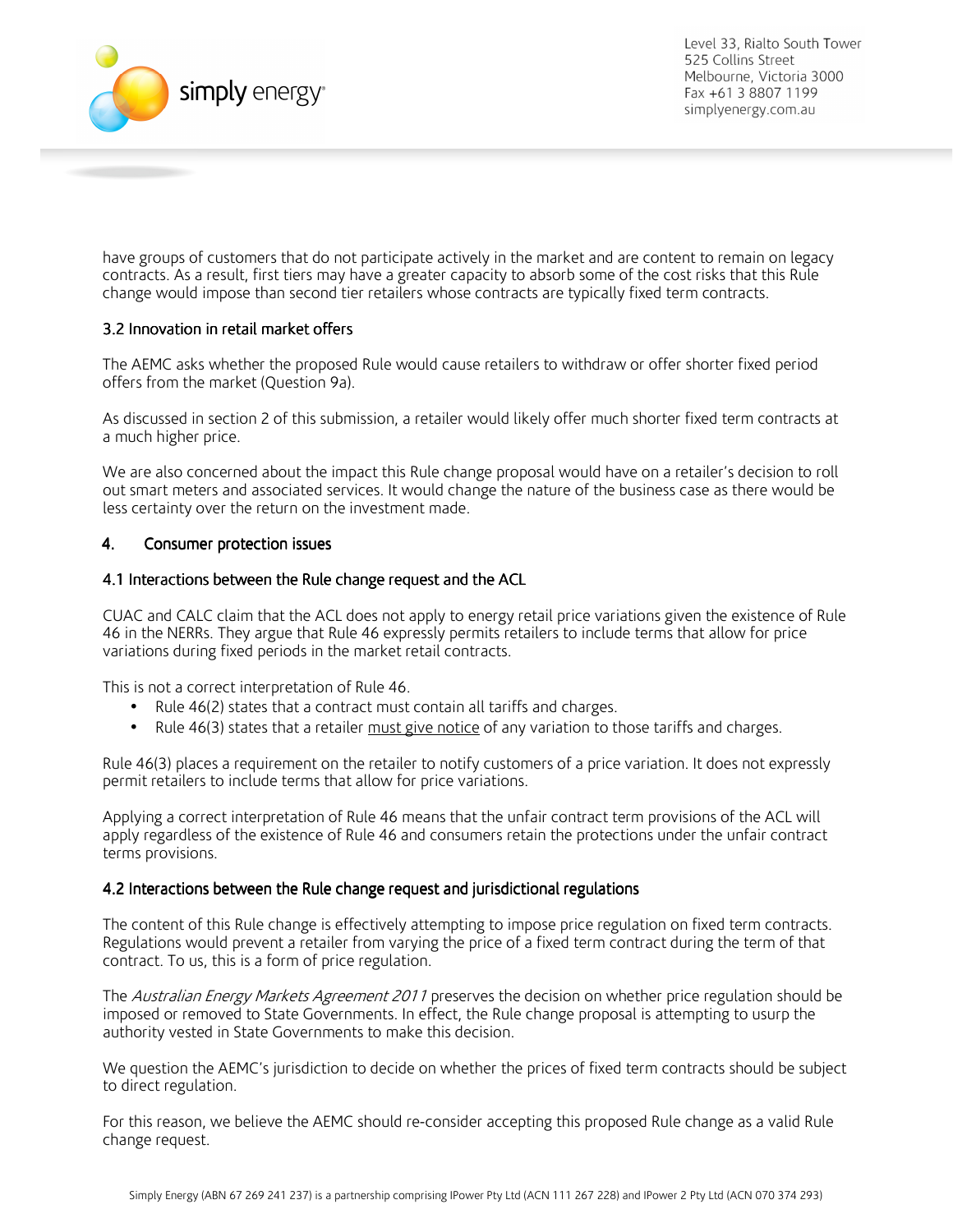have groups of customers that do not participate actively in the market and are content to remain on legacy contracts. As a result, first tiers may have a greater capacity to absorb some of the cost risks that this Rule change would impose than second tier retailers whose contracts are typically fixed term contracts.

### 3.2 Innovation in retail market offers

The AEMC asks whether the proposed Rule would cause retailers to withdraw or offer shorter fixed period offers from the market (Question 9a).

As discussed in section 2 of this submission, a retailer would likely offer much shorter fixed term contracts at a much higher price.

We are also concerned about the impact this Rule change proposal would have on a retailer's decision to roll out smart meters and associated services. It would change the nature of the business case as there would be less certainty over the return on the investment made.

## 4. Consumer protection issues

### 4.1 Interactions between the Rule change request and the ACL

CUAC and CALC claim that the ACL does not apply to energy retail price variations given the existence of Rule 46 in the NERRs. They argue that Rule 46 expressly permits retailers to include terms that allow for price variations during fixed periods in the market retail contracts.

This is not a correct interpretation of Rule 46.

- Rule 46(2) states that a contract must contain all tariffs and charges.
- Rule 46(3) states that a retailer <u>must give notice</u> of any variation to those tariffs and charges.

Rule 46(3) places a requirement on the retailer to notify customers of a price variation. It does not expressly permit retailers to include terms that allow for price variations.

Applying a correct interpretation of Rule 46 means that the unfair contract term provisions of the ACL will apply regardless of the existence of Rule 46 and consumers retain the protections under the unfair contract terms provisions.

### 4.2 Interactions between the Rule change request and jurisdictional regulations

The content of this Rule change is effectively attempting to impose price regulation on fixed term contracts. Regulations would prevent a retailer from varying the price of a fixed term contract during the term of that contract. To us, this is a form of price regulation.

The *Australian Energy Markets Agreement 2011* preserves the decision on whether price regulation should be imposed or removed to State Governments. In effect, the Rule change proposal is attempting to usurp the authority vested in State Governments to make this decision.

We question the AEMC's jurisdiction to decide on whether the prices of fixed term contracts should be subject to direct regulation.

For this reason, we believe the AEMC should re-consider accepting this proposed Rule change as a valid Rule change request.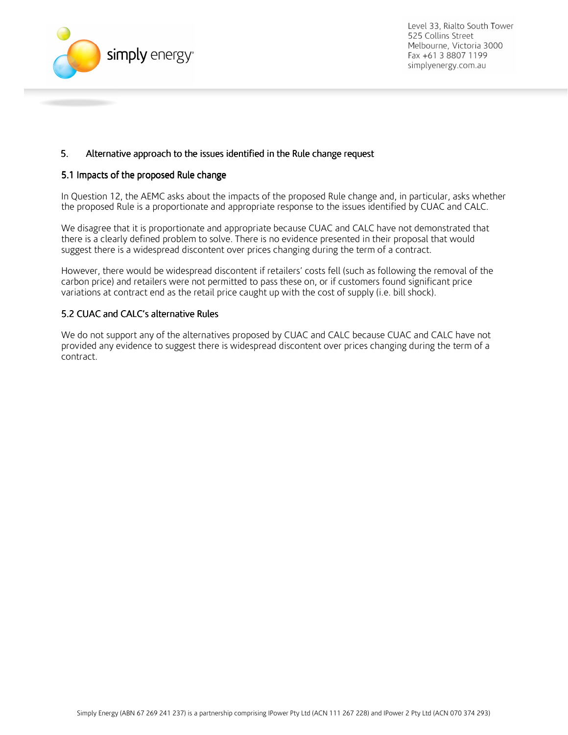## 5. Alternative approach to the issues identified in the Rule change request

### 5.1 Impacts of the proposed Rule change

In Question 12, the AEMC asks about the impacts of the proposed Rule change and, in particular, asks whether the proposed Rule is a proportionate and appropriate response to the issues identified by CUAC and CALC.

We disagree that it is proportionate and appropriate because CUAC and CALC have not demonstrated that there is a clearly defined problem to solve. There is no evidence presented in their proposal that would suggest there is a widespread discontent over prices changing during the term of a contract.

However, there would be widespread discontent if retailers' costs fell (such as following the removal of the carbon price) and retailers were not permitted to pass these on, or if customers found significant price variations at contract end as the retail price caught up with the cost of supply (i.e. bill shock).

### 5.2 CUAC and CALC's alternative Rules

We do not support any of the alternatives proposed by CUAC and CALC because CUAC and CALC have not provided any evidence to suggest there is widespread discontent over prices changing during the term of a contract.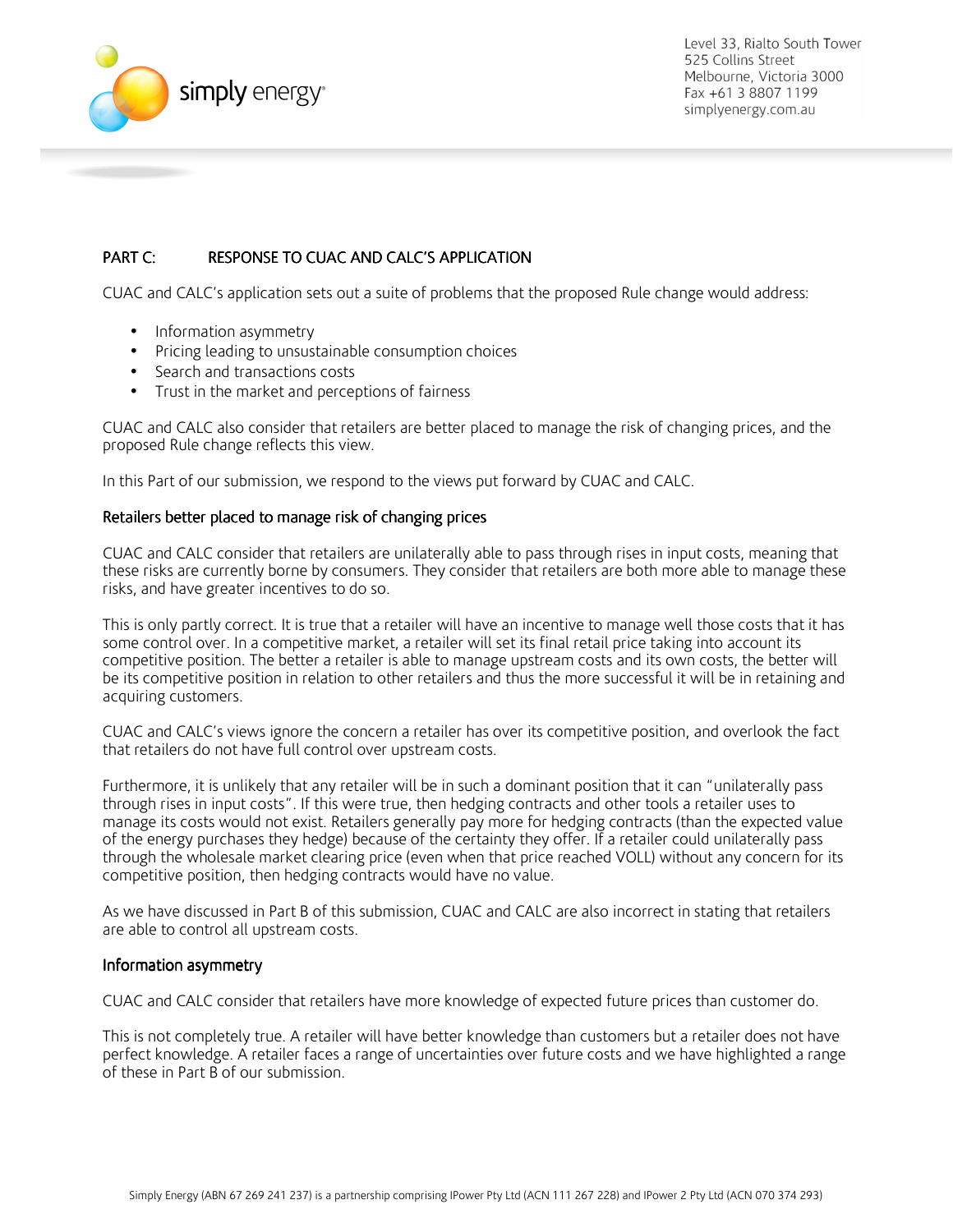## PART C: RESPONSE TO CUAC AND CALC'S APPLICATION

CUAC and CALC's application sets out a suite of problems that the proposed Rule change would address:

- Information asymmetry
- Pricing leading to unsustainable consumption choices
- Search and transactions costs
- Trust in the market and perceptions of fairness

CUAC and CALC also consider that retailers are better placed to manage the risk of changing prices, and the proposed Rule change reflects this view.

In this Part of our submission, we respond to the views put forward by CUAC and CALC.

### Retailers better placed to manage risk of changing prices

CUAC and CALC consider that retailers are unilaterally able to pass through rises in input costs, meaning that these risks are currently borne by consumers. They consider that retailers are both more able to manage these risks, and have greater incentives to do so.

This is only partly correct. It is true that a retailer will have an incentive to manage well those costs that it has some control over. In a competitive market, a retailer will set its final retail price taking into account its competitive position. The better a retailer is able to manage upstream costs and its own costs, the better will be its competitive position in relation to other retailers and thus the more successful it will be in retaining and acquiring customers.

CUAC and CALC's views ignore the concern a retailer has over its competitive position, and overlook the fact that retailers do not have full control over upstream costs.

Furthermore, it is unlikely that any retailer will be in such a dominant position that it can "unilaterally pass through rises in input costs". If this were true, then hedging contracts and other tools a retailer uses to manage its costs would not exist. Retailers generally pay more for hedging contracts (than the expected value of the energy purchases they hedge) because of the certainty they offer. If a retailer could unilaterally pass through the wholesale market clearing price (even when that price reached VOLL) without any concern for its competitive position, then hedging contracts would have no value.

As we have discussed in Part B of this submission, CUAC and CALC are also incorrect in stating that retailers are able to control all upstream costs.

### Information asymmetry

CUAC and CALC consider that retailers have more knowledge of expected future prices than customer do.

This is not completely true. A retailer will have better knowledge than customers but a retailer does not have perfect knowledge. A retailer faces a range of uncertainties over future costs and we have highlighted a range of these in Part B of our submission.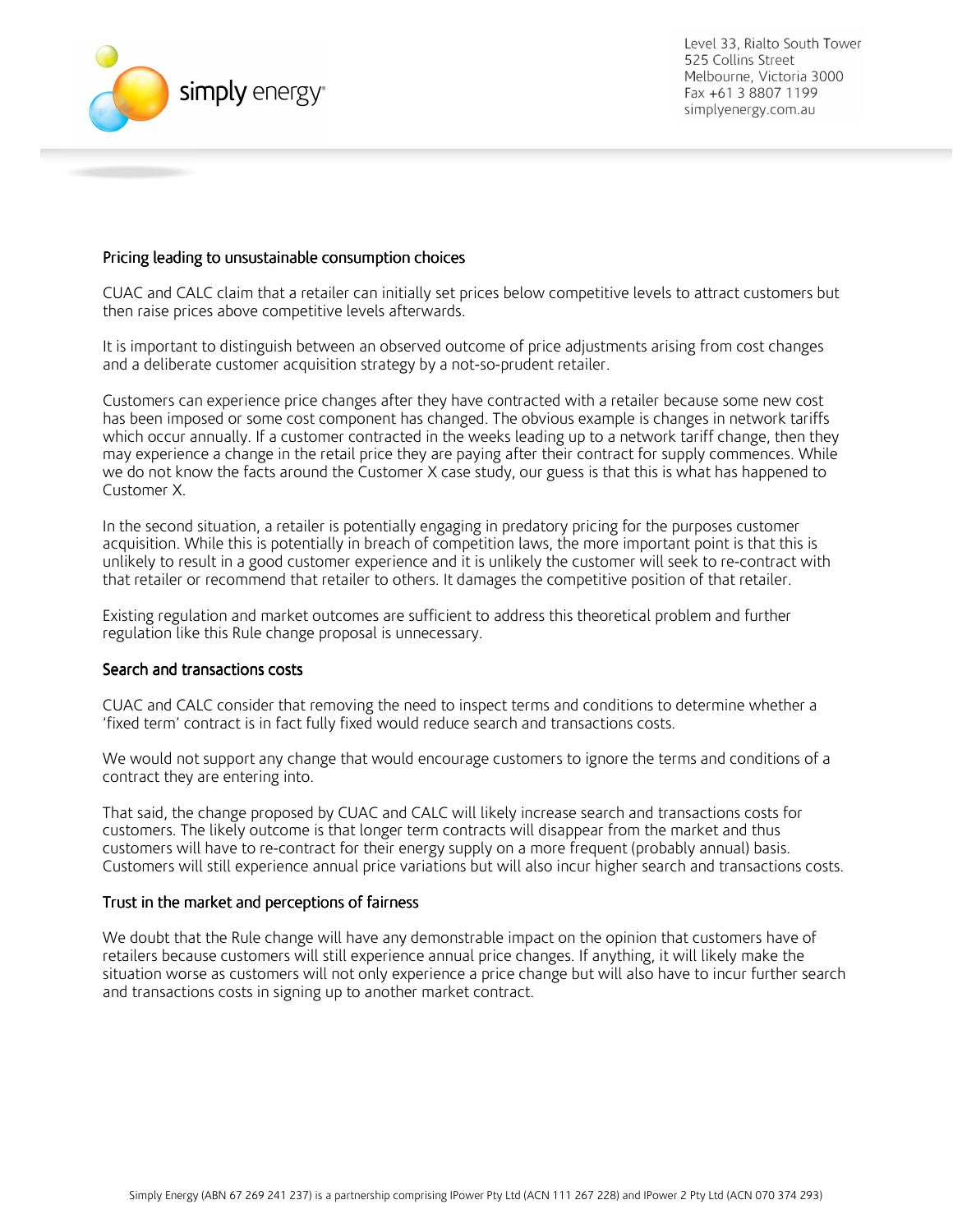### Pricing leading to unsustainable consumption choices

CUAC and CALC claim that a retailer can initially set prices below competitive levels to attract customers but then raise prices above competitive levels afterwards.

It is important to distinguish between an observed outcome of price adjustments arising from cost changes and a deliberate customer acquisition strategy by a not-so-prudent retailer.

Customers can experience price changes after they have contracted with a retailer because some new cost has been imposed or some cost component has changed. The obvious example is changes in network tariffs which occur annually. If a customer contracted in the weeks leading up to a network tariff change, then they may experience a change in the retail price they are paying after their contract for supply commences. While we do not know the facts around the Customer X case study, our guess is that this is what has happened to Customer X.

In the second situation, a retailer is potentially engaging in predatory pricing for the purposes customer acquisition. While this is potentially in breach of competition laws, the more important point is that this is unlikely to result in a good customer experience and it is unlikely the customer will seek to re-contract with that retailer or recommend that retailer to others. It damages the competitive position of that retailer.

Existing regulation and market outcomes are sufficient to address this theoretical problem and further regulation like this Rule change proposal is unnecessary.

### Search and transactions costs

CUAC and CALC consider that removing the need to inspect terms and conditions to determine whether a 'fixed term' contract is in fact fully fixed would reduce search and transactions costs.

We would not support any change that would encourage customers to ignore the terms and conditions of a contract they are entering into.

That said, the change proposed by CUAC and CALC will likely increase search and transactions costs for customers. The likely outcome is that longer term contracts will disappear from the market and thus customers will have to re-contract for their energy supply on a more frequent (probably annual) basis. Customers will still experience annual price variations but will also incur higher search and transactions costs.

### Trust in the market and perceptions of fairness

We doubt that the Rule change will have any demonstrable impact on the opinion that customers have of retailers because customers will still experience annual price changes. If anything, it will likely make the situation worse as customers will not only experience a price change but will also have to incur further search and transactions costs in signing up to another market contract.